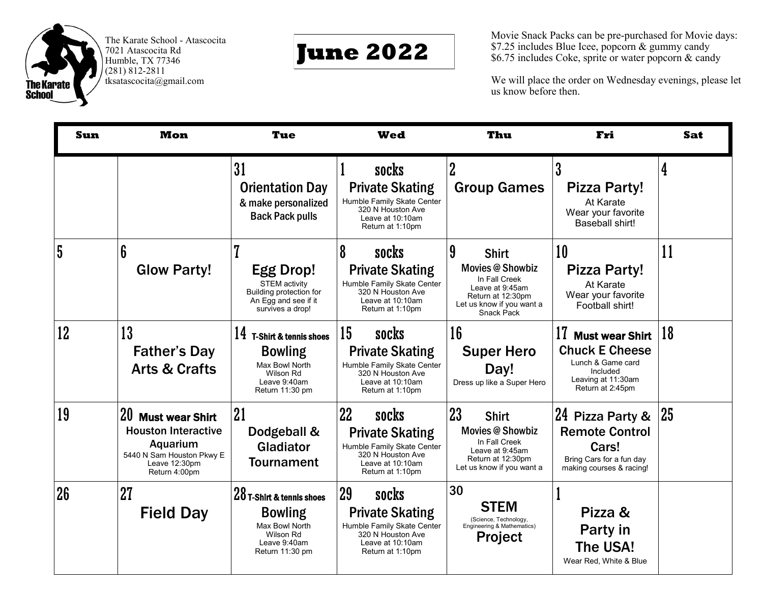The Karate School - Atascocita
7021 Atascocita Rd
Humble, TX 77346
(281) 812-2811
tksatascocita@gmail.com

# June 2022

Movie Snack Packs can be pre-purchased for Movie days:
$7.25 includes Blue Icee, popcorn & gummy candy
$6.75 includes Coke, sprite or water popcorn & candy

We will place the order on Wednesday evenings, please let us know before then.

| Sun | Mon | Tue | Wed | Thu | Fri | Sat |
|---|---|---|---|---|---|---|
| | | 31 Orientation Day & make personalized Back Pack pulls | 1 socks Private Skating Humble Family Skate Center 320 N Houston Ave Leave at 10:10am Return at 1:10pm | 2 Group Games | 3 Pizza Party! At Karate Wear your favorite Baseball shirt! | 4 |
| 5 | 6 Glow Party! | 7 Egg Drop! STEM activity Building protection for An Egg and see if it survives a drop! | 8 socks Private Skating Humble Family Skate Center 320 N Houston Ave Leave at 10:10am Return at 1:10pm | 9 Shirt Movies @ Showbiz In Fall Creek Leave at 9:45am Return at 12:30pm Let us know if you want a Snack Pack | 10 Pizza Party! At Karate Wear your favorite Football shirt! | 11 |
| 12 | 13 Father's Day Arts & Crafts | 14 T-Shirt & tennis shoes Bowling Max Bowl North Wilson Rd Leave 9:40am Return 11:30 pm | 15 socks Private Skating Humble Family Skate Center 320 N Houston Ave Leave at 10:10am Return at 1:10pm | 16 Super Hero Day! Dress up like a Super Hero | 17 Must wear Shirt Chuck E Cheese Lunch & Game card Included Leaving at 11:30am Return at 2:45pm | 18 |
| 19 | 20 Must wear Shirt Houston Interactive Aquarium 5440 N Sam Houston Pkwy E Leave 12:30pm Return 4:00pm | 21 Dodgeball & Gladiator Tournament | 22 socks Private Skating Humble Family Skate Center 320 N Houston Ave Leave at 10:10am Return at 1:10pm | 23 Shirt Movies @ Showbiz In Fall Creek Leave at 9:45am Return at 12:30pm Let us know if you want a | 24 Pizza Party & Remote Control Cars! Bring Cars for a fun day making courses & racing! | 25 |
| 26 | 27 Field Day | 28 T-Shirt & tennis shoes Bowling Max Bowl North Wilson Rd Leave 9:40am Return 11:30 pm | 29 socks Private Skating Humble Family Skate Center 320 N Houston Ave Leave at 10:10am Return at 1:10pm | 30 STEM (Science, Technology, Engineering & Mathematics) Project | 1 Pizza & Party in The USA! Wear Red, White & Blue | |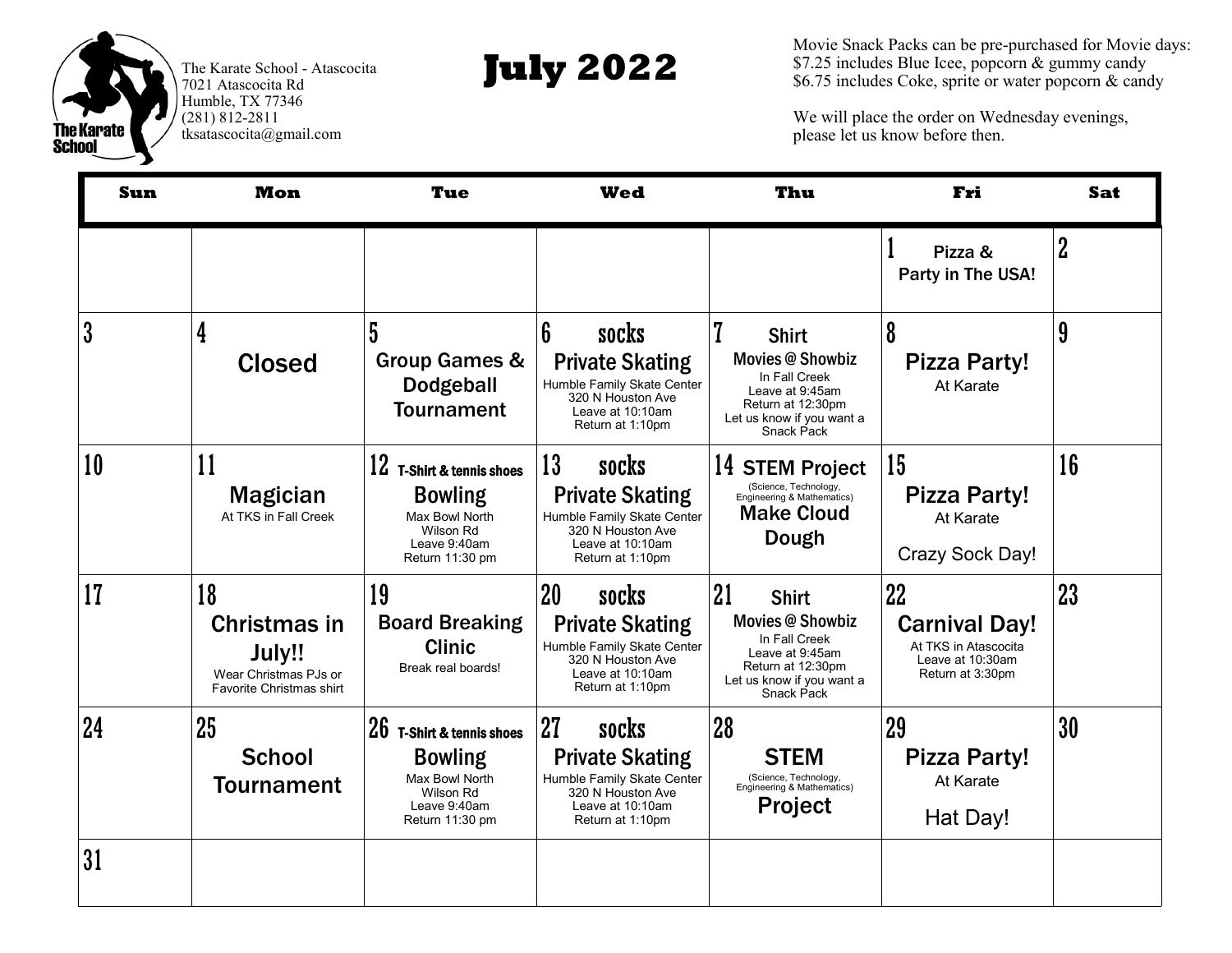The Karate School - Atascocita
7021 Atascocita Rd
Humble, TX 77346
(281) 812-2811
tksatascocita@gmail.com

# July 2022

Movie Snack Packs can be pre-purchased for Movie days:
$7.25 includes Blue Icee, popcorn & gummy candy
$6.75 includes Coke, sprite or water popcorn & candy

We will place the order on Wednesday evenings, please let us know before then.

| Sun | Mon | Tue | Wed | Thu | Fri | Sat |
|---|---|---|---|---|---|---|
| | | | | | 1 Pizza & Party in The USA! | 2 |
| 3 | 4 Closed | 5 Group Games & Dodgeball Tournament | 6 socks Private Skating Humble Family Skate Center 320 N Houston Ave Leave at 10:10am Return at 1:10pm | 7 Shirt Movies @ Showbiz In Fall Creek Leave at 9:45am Return at 12:30pm Let us know if you want a Snack Pack | 8 Pizza Party! At Karate | 9 |
| 10 | 11 Magician At TKS in Fall Creek | 12 T-Shirt & tennis shoes Bowling Max Bowl North Wilson Rd Leave 9:40am Return 11:30 pm | 13 socks Private Skating Humble Family Skate Center 320 N Houston Ave Leave at 10:10am Return at 1:10pm | 14 STEM Project (Science, Technology, Engineering & Mathematics) Make Cloud Dough | 15 Pizza Party! At Karate Crazy Sock Day! | 16 |
| 17 | 18 Christmas in July!! Wear Christmas PJs or Favorite Christmas shirt | 19 Board Breaking Clinic Break real boards! | 20 socks Private Skating Humble Family Skate Center 320 N Houston Ave Leave at 10:10am Return at 1:10pm | 21 Shirt Movies @ Showbiz In Fall Creek Leave at 9:45am Return at 12:30pm Let us know if you want a Snack Pack | 22 Carnival Day! At TKS in Atascocita Leave at 10:30am Return at 3:30pm | 23 |
| 24 | 25 School Tournament | 26 T-Shirt & tennis shoes Bowling Max Bowl North Wilson Rd Leave 9:40am Return 11:30 pm | 27 socks Private Skating Humble Family Skate Center 320 N Houston Ave Leave at 10:10am Return at 1:10pm | 28 STEM (Science, Technology, Engineering & Mathematics) Project | 29 Pizza Party! At Karate Hat Day! | 30 |
| 31 | | | | | | |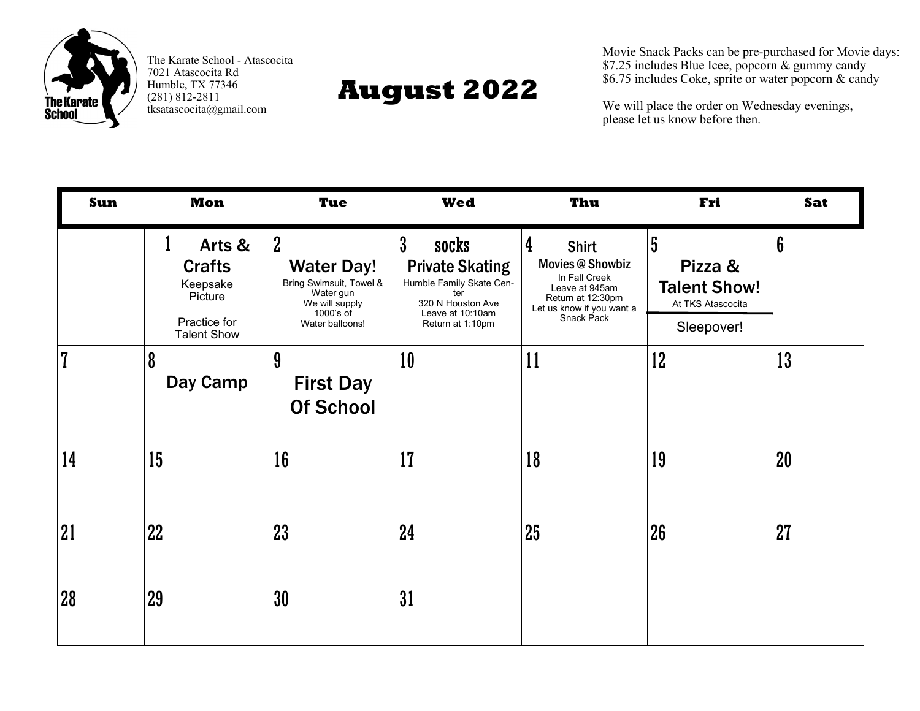The Karate School - Atascocita
7021 Atascocita Rd
Humble, TX 77346
(281) 812-2811
tksatascocita@gmail.com

# August 2022

Movie Snack Packs can be pre-purchased for Movie days:
$7.25 includes Blue Icee, popcorn & gummy candy
$6.75 includes Coke, sprite or water popcorn & candy

We will place the order on Wednesday evenings, please let us know before then.

| Sun | Mon | Tue | Wed | Thu | Fri | Sat |
|---|---|---|---|---|---|---|
| | 1 **Arts & Crafts** Keepsake Picture<br><br>Practice for Talent Show | 2 **Water Day!** Bring Swimsuit, Towel & Water gun We will supply 1000's of Water balloons! | 3 socks **Private Skating** Humble Family Skate Center 320 N Houston Ave Leave at 10:10am Return at 1:10pm | 4 Shirt **Movies @ Showbiz** In Fall Creek Leave at 945am Return at 12:30pm Let us know if you want a Snack Pack | 5 **Pizza & Talent Show!** At TKS Atascocita<br><br>Sleepover! | 6 |
| 7 | 8 **Day Camp** | 9 **First Day Of School** | 10 | 11 | 12 | 13 |
| 14 | 15 | 16 | 17 | 18 | 19 | 20 |
| 21 | 22 | 23 | 24 | 25 | 26 | 27 |
| 28 | 29 | 30 | 31 | | | |